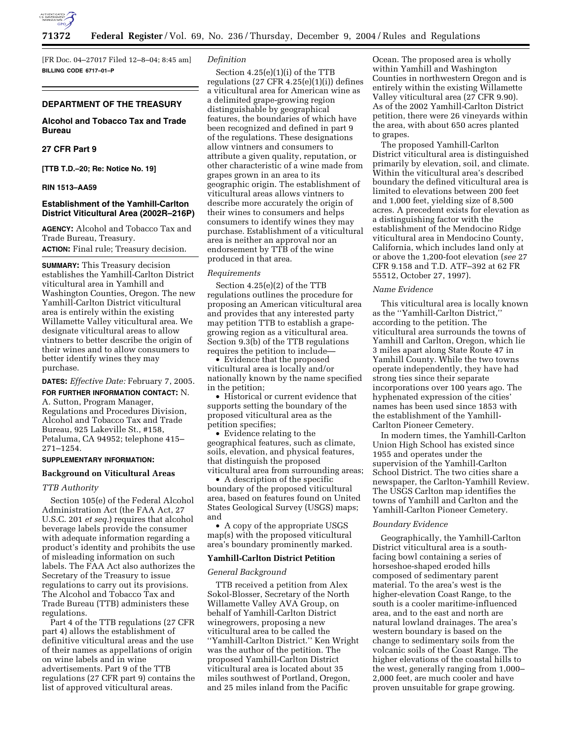[FR Doc. 04–27017 Filed 12–8–04; 8:45 am]

**BILLING CODE 6717–01–P**

## DEPARTMENT OF THE TREASURY

## Alcohol and Tobacco Tax and Trade Bureau

## 27 CFR Part 9

**[TTB T.D.–20; Re: Notice No. 19]**

**RIN 1513–AA59**

## Establishment of the Yamhill-Carlton District Viticultural Area (2002R–216P)

**AGENCY:** Alcohol and Tobacco Tax and Trade Bureau, Treasury.

**ACTION:** Final rule; Treasury decision.

**SUMMARY:** This Treasury decision establishes the Yamhill-Carlton District viticultural area in Yamhill and Washington Counties, Oregon. The new Yamhill-Carlton District viticultural area is entirely within the existing Willamette Valley viticultural area. We designate viticultural areas to allow vintners to better describe the origin of their wines and to allow consumers to better identify wines they may purchase.

**DATES:** *Effective Date:* February 7, 2005.

**FOR FURTHER INFORMATION CONTACT:** N. A. Sutton, Program Manager, Regulations and Procedures Division, Alcohol and Tobacco Tax and Trade Bureau, 925 Lakeville St., #158, Petaluma, CA 94952; telephone 415–271–1254.

**SUPPLEMENTARY INFORMATION:**

### Background on Viticultural Areas

*TTB Authority*

Section 105(e) of the Federal Alcohol Administration Act (the FAA Act, 27 U.S.C. 201 *et seq.*) requires that alcohol beverage labels provide the consumer with adequate information regarding a product's identity and prohibits the use of misleading information on such labels. The FAA Act also authorizes the Secretary of the Treasury to issue regulations to carry out its provisions. The Alcohol and Tobacco Tax and Trade Bureau (TTB) administers these regulations.

Part 4 of the TTB regulations (27 CFR part 4) allows the establishment of definitive viticultural areas and the use of their names as appellations of origin on wine labels and in wine advertisements. Part 9 of the TTB regulations (27 CFR part 9) contains the list of approved viticultural areas.

*Definition*

Section 4.25(e)(1)(i) of the TTB regulations (27 CFR 4.25(e)(1)(i)) defines a viticultural area for American wine as a delimited grape-growing region distinguishable by geographical features, the boundaries of which have been recognized and defined in part 9 of the regulations. These designations allow vintners and consumers to attribute a given quality, reputation, or other characteristic of a wine made from grapes grown in an area to its geographic origin. The establishment of viticultural areas allows vintners to describe more accurately the origin of their wines to consumers and helps consumers to identify wines they may purchase. Establishment of a viticultural area is neither an approval nor an endorsement by TTB of the wine produced in that area.

*Requirements*

Section 4.25(e)(2) of the TTB regulations outlines the procedure for proposing an American viticultural area and provides that any interested party may petition TTB to establish a grape-growing region as a viticultural area. Section 9.3(b) of the TTB regulations requires the petition to include—

- Evidence that the proposed viticultural area is locally and/or nationally known by the name specified in the petition;
- Historical or current evidence that supports setting the boundary of the proposed viticultural area as the petition specifies;
- Evidence relating to the geographical features, such as climate, soils, elevation, and physical features, that distinguish the proposed viticultural area from surrounding areas;
- A description of the specific boundary of the proposed viticultural area, based on features found on United States Geological Survey (USGS) maps; and
- A copy of the appropriate USGS map(s) with the proposed viticultural area's boundary prominently marked.

### Yamhill-Carlton District Petition

*General Background*

TTB received a petition from Alex Sokol-Blosser, Secretary of the North Willamette Valley AVA Group, on behalf of Yamhill-Carlton District winegrowers, proposing a new viticultural area to be called the ''Yamhill-Carlton District.'' Ken Wright was the author of the petition. The proposed Yamhill-Carlton District viticultural area is located about 35 miles southwest of Portland, Oregon, and 25 miles inland from the Pacific Ocean. The proposed area is wholly within Yamhill and Washington Counties in northwestern Oregon and is entirely within the existing Willamette Valley viticultural area (27 CFR 9.90). As of the 2002 Yamhill-Carlton District petition, there were 26 vineyards within the area, with about 650 acres planted to grapes.

The proposed Yamhill-Carlton District viticultural area is distinguished primarily by elevation, soil, and climate. Within the viticultural area's described boundary the defined viticultural area is limited to elevations between 200 feet and 1,000 feet, yielding size of 8,500 acres. A precedent exists for elevation as a distinguishing factor with the establishment of the Mendocino Ridge viticultural area in Mendocino County, California, which includes land only at or above the 1,200-foot elevation (*see* 27 CFR 9.158 and T.D. ATF–392 at 62 FR 55512, October 27, 1997).

*Name Evidence*

This viticultural area is locally known as the ''Yamhill-Carlton District,'' according to the petition. The viticultural area surrounds the towns of Yamhill and Carlton, Oregon, which lie 3 miles apart along State Route 47 in Yamhill County. While the two towns operate independently, they have had strong ties since their separate incorporations over 100 years ago. The hyphenated expression of the cities' names has been used since 1853 with the establishment of the Yamhill-Carlton Pioneer Cemetery.

In modern times, the Yamhill-Carlton Union High School has existed since 1955 and operates under the supervision of the Yamhill-Carlton School District. The two cities share a newspaper, the Carlton-Yamhill Review. The USGS Carlton map identifies the towns of Yamhill and Carlton and the Yamhill-Carlton Pioneer Cemetery.

*Boundary Evidence*

Geographically, the Yamhill-Carlton District viticultural area is a south-facing bowl containing a series of horseshoe-shaped eroded hills composed of sedimentary parent material. To the area's west is the higher-elevation Coast Range, to the south is a cooler maritime-influenced area, and to the east and north are natural lowland drainages. The area's western boundary is based on the change to sedimentary soils from the volcanic soils of the Coast Range. The higher elevations of the coastal hills to the west, generally ranging from 1,000–2,000 feet, are much cooler and have proven unsuitable for grape growing.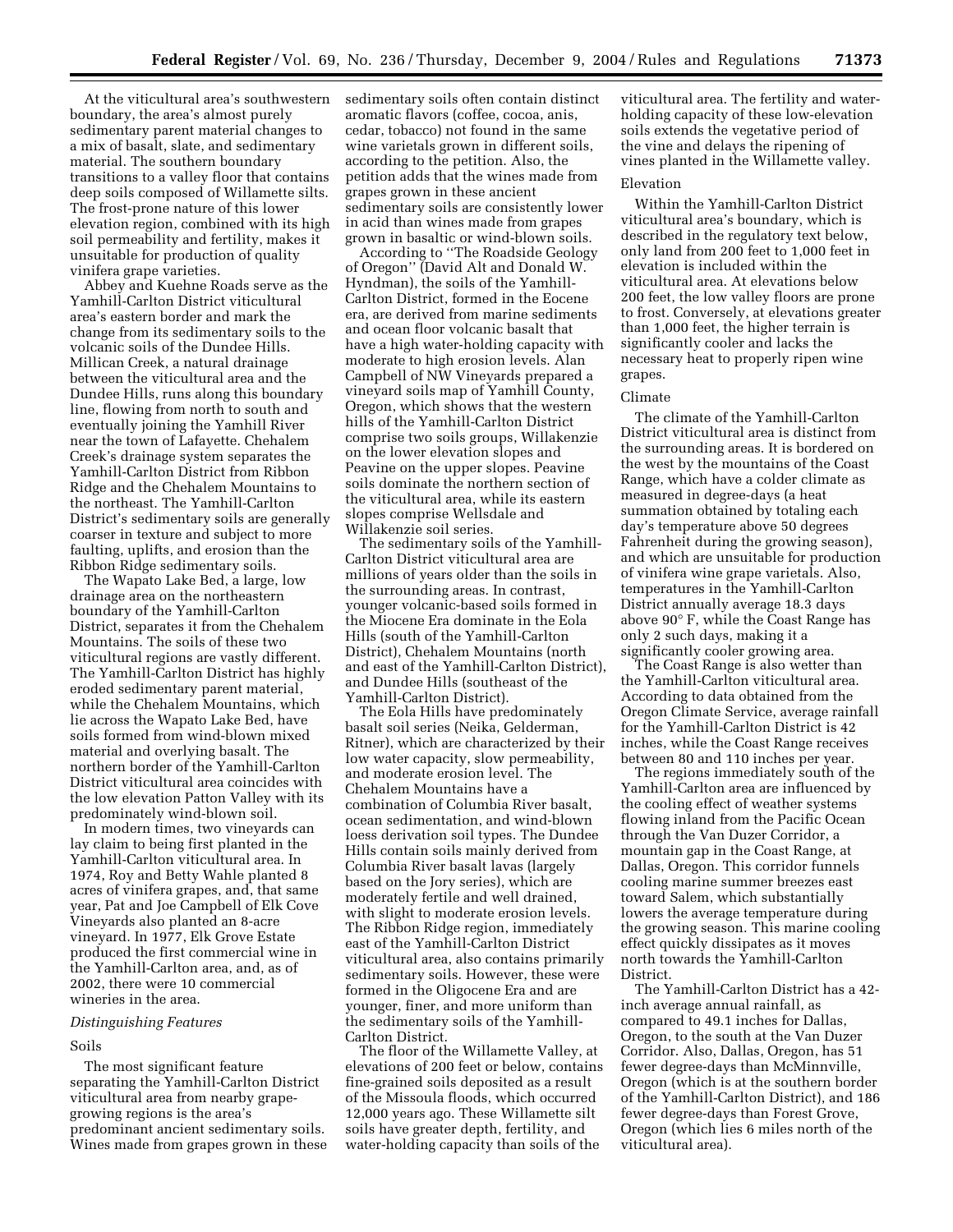At the viticultural area's southwestern boundary, the area's almost purely sedimentary parent material changes to a mix of basalt, slate, and sedimentary material. The southern boundary transitions to a valley floor that contains deep soils composed of Willamette silts. The frost-prone nature of this lower elevation region, combined with its high soil permeability and fertility, makes it unsuitable for production of quality vinifera grape varieties.

Abbey and Kuehne Roads serve as the Yamhill-Carlton District viticultural area's eastern border and mark the change from its sedimentary soils to the volcanic soils of the Dundee Hills. Millican Creek, a natural drainage between the viticultural area and the Dundee Hills, runs along this boundary line, flowing from north to south and eventually joining the Yamhill River near the town of Lafayette. Chehalem Creek's drainage system separates the Yamhill-Carlton District from Ribbon Ridge and the Chehalem Mountains to the northeast. The Yamhill-Carlton District's sedimentary soils are generally coarser in texture and subject to more faulting, uplifts, and erosion than the Ribbon Ridge sedimentary soils.

The Wapato Lake Bed, a large, low drainage area on the northeastern boundary of the Yamhill-Carlton District, separates it from the Chehalem Mountains. The soils of these two viticultural regions are vastly different. The Yamhill-Carlton District has highly eroded sedimentary parent material, while the Chehalem Mountains, which lie across the Wapato Lake Bed, have soils formed from wind-blown mixed material and overlying basalt. The northern border of the Yamhill-Carlton District viticultural area coincides with the low elevation Patton Valley with its predominately wind-blown soil.

In modern times, two vineyards can lay claim to being first planted in the Yamhill-Carlton viticultural area. In 1974, Roy and Betty Wahle planted 8 acres of vinifera grapes, and, that same year, Pat and Joe Campbell of Elk Cove Vineyards also planted an 8-acre vineyard. In 1977, Elk Grove Estate produced the first commercial wine in the Yamhill-Carlton area, and, as of 2002, there were 10 commercial wineries in the area.

*Distinguishing Features*

Soils

The most significant feature separating the Yamhill-Carlton District viticultural area from nearby grape-growing regions is the area's predominant ancient sedimentary soils. Wines made from grapes grown in these sedimentary soils often contain distinct aromatic flavors (coffee, cocoa, anis, cedar, tobacco) not found in the same wine varietals grown in different soils, according to the petition. Also, the petition adds that the wines made from grapes grown in these ancient sedimentary soils are consistently lower in acid than wines made from grapes grown in basaltic or wind-blown soils.

According to ''The Roadside Geology of Oregon'' (David Alt and Donald W. Hyndman), the soils of the Yamhill-Carlton District, formed in the Eocene era, are derived from marine sediments and ocean floor volcanic basalt that have a high water-holding capacity with moderate to high erosion levels. Alan Campbell of NW Vineyards prepared a vineyard soils map of Yamhill County, Oregon, which shows that the western hills of the Yamhill-Carlton District comprise two soils groups, Willakenzie on the lower elevation slopes and Peavine on the upper slopes. Peavine soils dominate the northern section of the viticultural area, while its eastern slopes comprise Wellsdale and Willakenzie soil series.

The sedimentary soils of the Yamhill-Carlton District viticultural area are millions of years older than the soils in the surrounding areas. In contrast, younger volcanic-based soils formed in the Miocene Era dominate in the Eola Hills (south of the Yamhill-Carlton District), Chehalem Mountains (north and east of the Yamhill-Carlton District), and Dundee Hills (southeast of the Yamhill-Carlton District).

The Eola Hills have predominately basalt soil series (Neika, Gelderman, Ritner), which are characterized by their low water capacity, slow permeability, and moderate erosion level. The Chehalem Mountains have a combination of Columbia River basalt, ocean sedimentation, and wind-blown loess derivation soil types. The Dundee Hills contain soils mainly derived from Columbia River basalt lavas (largely based on the Jory series), which are moderately fertile and well drained, with slight to moderate erosion levels. The Ribbon Ridge region, immediately east of the Yamhill-Carlton District viticultural area, also contains primarily sedimentary soils. However, these were formed in the Oligocene Era and are younger, finer, and more uniform than the sedimentary soils of the Yamhill-Carlton District.

The floor of the Willamette Valley, at elevations of 200 feet or below, contains fine-grained soils deposited as a result of the Missoula floods, which occurred 12,000 years ago. These Willamette silt soils have greater depth, fertility, and water-holding capacity than soils of the viticultural area. The fertility and water-holding capacity of these low-elevation soils extends the vegetative period of the vine and delays the ripening of vines planted in the Willamette valley.

Elevation

Within the Yamhill-Carlton District viticultural area's boundary, which is described in the regulatory text below, only land from 200 feet to 1,000 feet in elevation is included within the viticultural area. At elevations below 200 feet, the low valley floors are prone to frost. Conversely, at elevations greater than 1,000 feet, the higher terrain is significantly cooler and lacks the necessary heat to properly ripen wine grapes.

Climate

The climate of the Yamhill-Carlton District viticultural area is distinct from the surrounding areas. It is bordered on the west by the mountains of the Coast Range, which have a colder climate as measured in degree-days (a heat summation obtained by totaling each day's temperature above 50 degrees Fahrenheit during the growing season), and which are unsuitable for production of vinifera wine grape varietals. Also, temperatures in the Yamhill-Carlton District annually average 18.3 days above 90° F, while the Coast Range has only 2 such days, making it a significantly cooler growing area.

The Coast Range is also wetter than the Yamhill-Carlton viticultural area. According to data obtained from the Oregon Climate Service, average rainfall for the Yamhill-Carlton District is 42 inches, while the Coast Range receives between 80 and 110 inches per year.

The regions immediately south of the Yamhill-Carlton area are influenced by the cooling effect of weather systems flowing inland from the Pacific Ocean through the Van Duzer Corridor, a mountain gap in the Coast Range, at Dallas, Oregon. This corridor funnels cooling marine summer breezes east toward Salem, which substantially lowers the average temperature during the growing season. This marine cooling effect quickly dissipates as it moves north towards the Yamhill-Carlton District.

The Yamhill-Carlton District has a 42-inch average annual rainfall, as compared to 49.1 inches for Dallas, Oregon, to the south at the Van Duzer Corridor. Also, Dallas, Oregon, has 51 fewer degree-days than McMinnville, Oregon (which is at the southern border of the Yamhill-Carlton District), and 186 fewer degree-days than Forest Grove, Oregon (which lies 6 miles north of the viticultural area).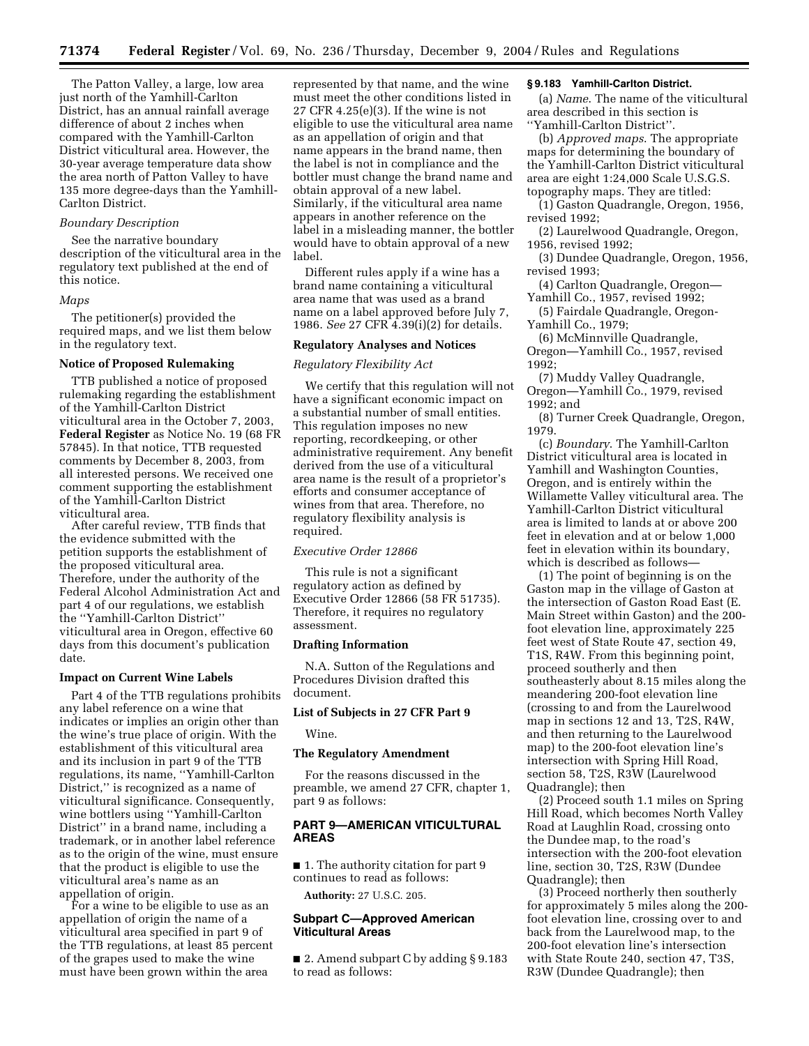The Patton Valley, a large, low area just north of the Yamhill-Carlton District, has an annual rainfall average difference of about 2 inches when compared with the Yamhill-Carlton District viticultural area. However, the 30-year average temperature data show the area north of Patton Valley to have 135 more degree-days than the Yamhill-Carlton District.

*Boundary Description*

See the narrative boundary description of the viticultural area in the regulatory text published at the end of this notice.

*Maps*

The petitioner(s) provided the required maps, and we list them below in the regulatory text.

**Notice of Proposed Rulemaking**

TTB published a notice of proposed rulemaking regarding the establishment of the Yamhill-Carlton District viticultural area in the October 7, 2003, **Federal Register** as Notice No. 19 (68 FR 57845). In that notice, TTB requested comments by December 8, 2003, from all interested persons. We received one comment supporting the establishment of the Yamhill-Carlton District viticultural area.

After careful review, TTB finds that the evidence submitted with the petition supports the establishment of the proposed viticultural area. Therefore, under the authority of the Federal Alcohol Administration Act and part 4 of our regulations, we establish the ''Yamhill-Carlton District'' viticultural area in Oregon, effective 60 days from this document's publication date.

**Impact on Current Wine Labels**

Part 4 of the TTB regulations prohibits any label reference on a wine that indicates or implies an origin other than the wine's true place of origin. With the establishment of this viticultural area and its inclusion in part 9 of the TTB regulations, its name, ''Yamhill-Carlton District,'' is recognized as a name of viticultural significance. Consequently, wine bottlers using ''Yamhill-Carlton District'' in a brand name, including a trademark, or in another label reference as to the origin of the wine, must ensure that the product is eligible to use the viticultural area's name as an appellation of origin.

For a wine to be eligible to use as an appellation of origin the name of a viticultural area specified in part 9 of the TTB regulations, at least 85 percent of the grapes used to make the wine must have been grown within the area represented by that name, and the wine must meet the other conditions listed in 27 CFR 4.25(e)(3). If the wine is not eligible to use the viticultural area name as an appellation of origin and that name appears in the brand name, then the label is not in compliance and the bottler must change the brand name and obtain approval of a new label. Similarly, if the viticultural area name appears in another reference on the label in a misleading manner, the bottler would have to obtain approval of a new label.

Different rules apply if a wine has a brand name containing a viticultural area name that was used as a brand name on a label approved before July 7, 1986. *See* 27 CFR 4.39(i)(2) for details.

**Regulatory Analyses and Notices**

*Regulatory Flexibility Act*

We certify that this regulation will not have a significant economic impact on a substantial number of small entities. This regulation imposes no new reporting, recordkeeping, or other administrative requirement. Any benefit derived from the use of a viticultural area name is the result of a proprietor's efforts and consumer acceptance of wines from that area. Therefore, no regulatory flexibility analysis is required.

*Executive Order 12866*

This rule is not a significant regulatory action as defined by Executive Order 12866 (58 FR 51735). Therefore, it requires no regulatory assessment.

**Drafting Information**

N.A. Sutton of the Regulations and Procedures Division drafted this document.

**List of Subjects in 27 CFR Part 9**

Wine.

**The Regulatory Amendment**

For the reasons discussed in the preamble, we amend 27 CFR, chapter 1, part 9 as follows:

**PART 9—AMERICAN VITICULTURAL AREAS**

■ 1. The authority citation for part 9 continues to read as follows:

**Authority:** 27 U.S.C. 205.

**Subpart C—Approved American Viticultural Areas**

■ 2. Amend subpart C by adding § 9.183 to read as follows:

**§ 9.183 Yamhill-Carlton District.**

(a) *Name*. The name of the viticultural area described in this section is ''Yamhill-Carlton District''.

(b) *Approved maps*. The appropriate maps for determining the boundary of the Yamhill-Carlton District viticultural area are eight 1:24,000 Scale U.S.G.S. topography maps. They are titled:

(1) Gaston Quadrangle, Oregon, 1956, revised 1992;

(2) Laurelwood Quadrangle, Oregon, 1956, revised 1992;

(3) Dundee Quadrangle, Oregon, 1956, revised 1993;

(4) Carlton Quadrangle, Oregon—Yamhill Co., 1957, revised 1992;

(5) Fairdale Quadrangle, Oregon-Yamhill Co., 1979;

(6) McMinnville Quadrangle, Oregon—Yamhill Co., 1957, revised 1992;

(7) Muddy Valley Quadrangle, Oregon—Yamhill Co., 1979, revised 1992; and

(8) Turner Creek Quadrangle, Oregon, 1979.

(c) *Boundary*. The Yamhill-Carlton District viticultural area is located in Yamhill and Washington Counties, Oregon, and is entirely within the Willamette Valley viticultural area. The Yamhill-Carlton District viticultural area is limited to lands at or above 200 feet in elevation and at or below 1,000 feet in elevation within its boundary, which is described as follows—

(1) The point of beginning is on the Gaston map in the village of Gaston at the intersection of Gaston Road East (E. Main Street within Gaston) and the 200-foot elevation line, approximately 225 feet west of State Route 47, section 49, T1S, R4W. From this beginning point, proceed southerly and then southeasterly about 8.15 miles along the meandering 200-foot elevation line (crossing to and from the Laurelwood map in sections 12 and 13, T2S, R4W, and then returning to the Laurelwood map) to the 200-foot elevation line's intersection with Spring Hill Road, section 58, T2S, R3W (Laurelwood Quadrangle); then

(2) Proceed south 1.1 miles on Spring Hill Road, which becomes North Valley Road at Laughlin Road, crossing onto the Dundee map, to the road's intersection with the 200-foot elevation line, section 30, T2S, R3W (Dundee Quadrangle); then

(3) Proceed northerly then southerly for approximately 5 miles along the 200-foot elevation line, crossing over to and back from the Laurelwood map, to the 200-foot elevation line's intersection with State Route 240, section 47, T3S, R3W (Dundee Quadrangle); then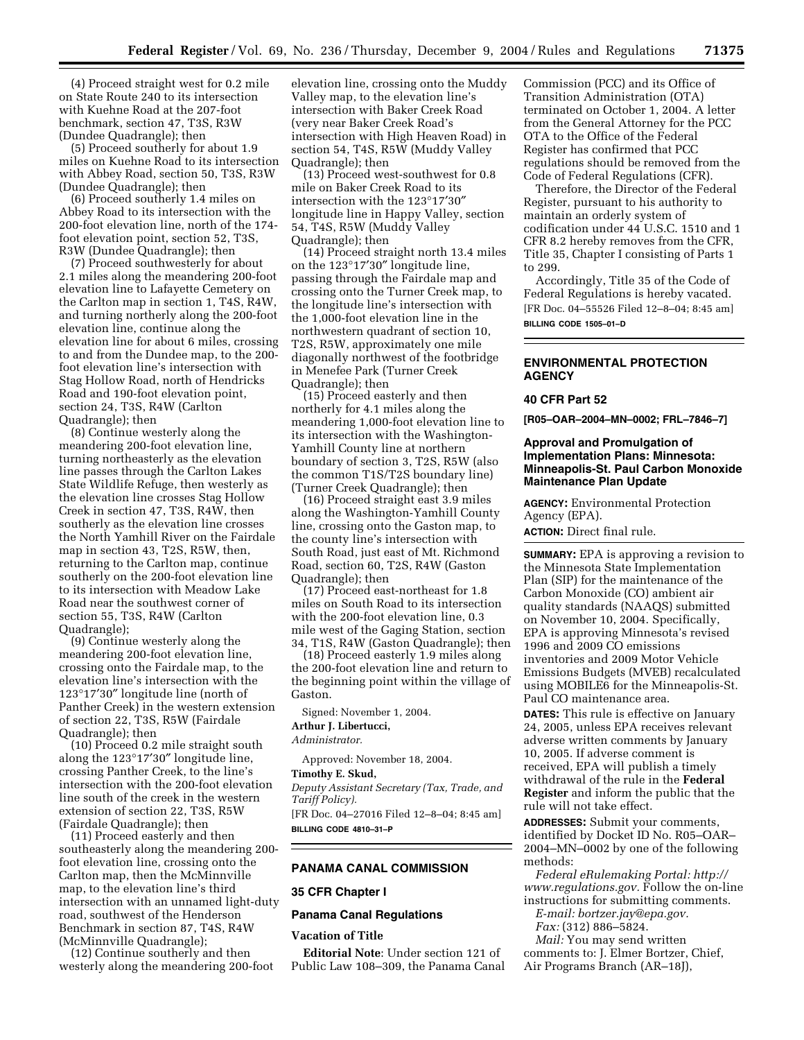(4) Proceed straight west for 0.2 mile on State Route 240 to its intersection with Kuehne Road at the 207-foot benchmark, section 47, T3S, R3W (Dundee Quadrangle); then

(5) Proceed southerly for about 1.9 miles on Kuehne Road to its intersection with Abbey Road, section 50, T3S, R3W (Dundee Quadrangle); then

(6) Proceed southerly 1.4 miles on Abbey Road to its intersection with the 200-foot elevation line, north of the 174-foot elevation point, section 52, T3S, R3W (Dundee Quadrangle); then

(7) Proceed southwesterly for about 2.1 miles along the meandering 200-foot elevation line to Lafayette Cemetery on the Carlton map in section 1, T4S, R4W, and turning northerly along the 200-foot elevation line, continue along the elevation line for about 6 miles, crossing to and from the Dundee map, to the 200-foot elevation line's intersection with Stag Hollow Road, north of Hendricks Road and 190-foot elevation point, section 24, T3S, R4W (Carlton Quadrangle); then

(8) Continue westerly along the meandering 200-foot elevation line, turning northeasterly as the elevation line passes through the Carlton Lakes State Wildlife Refuge, then westerly as the elevation line crosses Stag Hollow Creek in section 47, T3S, R4W, then southerly as the elevation line crosses the North Yamhill River on the Fairdale map in section 43, T2S, R5W, then, returning to the Carlton map, continue southerly on the 200-foot elevation line to its intersection with Meadow Lake Road near the southwest corner of section 55, T3S, R4W (Carlton Quadrangle);

(9) Continue westerly along the meandering 200-foot elevation line, crossing onto the Fairdale map, to the elevation line's intersection with the 123°17′30″ longitude line (north of Panther Creek) in the western extension of section 22, T3S, R5W (Fairdale Quadrangle); then

(10) Proceed 0.2 mile straight south along the 123°17′30″ longitude line, crossing Panther Creek, to the line's intersection with the 200-foot elevation line south of the creek in the western extension of section 22, T3S, R5W (Fairdale Quadrangle); then

(11) Proceed easterly and then southeasterly along the meandering 200-foot elevation line, crossing onto the Carlton map, then the McMinnville map, to the elevation line's third intersection with an unnamed light-duty road, southwest of the Henderson Benchmark in section 87, T4S, R4W (McMinnville Quadrangle);

(12) Continue southerly and then westerly along the meandering 200-foot elevation line, crossing onto the Muddy Valley map, to the elevation line's intersection with Baker Creek Road (very near Baker Creek Road's intersection with High Heaven Road) in section 54, T4S, R5W (Muddy Valley Quadrangle); then

(13) Proceed west-southwest for 0.8 mile on Baker Creek Road to its intersection with the 123°17′30″ longitude line in Happy Valley, section 54, T4S, R5W (Muddy Valley Quadrangle); then

(14) Proceed straight north 13.4 miles on the 123°17′30″ longitude line, passing through the Fairdale map and crossing onto the Turner Creek map, to the longitude line's intersection with the 1,000-foot elevation line in the northwestern quadrant of section 10, T2S, R5W, approximately one mile diagonally northwest of the footbridge in Menefee Park (Turner Creek Quadrangle); then

(15) Proceed easterly and then northerly for 4.1 miles along the meandering 1,000-foot elevation line to its intersection with the Washington-Yamhill County line at northern boundary of section 3, T2S, R5W (also the common T1S/T2S boundary line) (Turner Creek Quadrangle); then

(16) Proceed straight east 3.9 miles along the Washington-Yamhill County line, crossing onto the Gaston map, to the county line's intersection with South Road, just east of Mt. Richmond Road, section 60, T2S, R4W (Gaston Quadrangle); then

(17) Proceed east-northeast for 1.8 miles on South Road to its intersection with the 200-foot elevation line, 0.3 mile west of the Gaging Station, section 34, T1S, R4W (Gaston Quadrangle); then

(18) Proceed easterly 1.9 miles along the 200-foot elevation line and return to the beginning point within the village of Gaston.

Signed: November 1, 2004.

**Arthur J. Libertucci,**

*Administrator.*

Approved: November 18, 2004.

**Timothy E. Skud,**

*Deputy Assistant Secretary (Tax, Trade, and Tariff Policy).*

[FR Doc. 04–27016 Filed 12–8–04; 8:45 am]

**BILLING CODE 4810–31–P**

---

## PANAMA CANAL COMMISSION

### 35 CFR Chapter I

### Panama Canal Regulations

#### Vacation of Title

**Editorial Note**: Under section 121 of Public Law 108–309, the Panama Canal Commission (PCC) and its Office of Transition Administration (OTA) terminated on October 1, 2004. A letter from the General Attorney for the PCC OTA to the Office of the Federal Register has confirmed that PCC regulations should be removed from the Code of Federal Regulations (CFR).

Therefore, the Director of the Federal Register, pursuant to his authority to maintain an orderly system of codification under 44 U.S.C. 1510 and 1 CFR 8.2 hereby removes from the CFR, Title 35, Chapter I consisting of Parts 1 to 299.

Accordingly, Title 35 of the Code of Federal Regulations is hereby vacated.

[FR Doc. 04–55526 Filed 12–8–04; 8:45 am]

**BILLING CODE 1505–01–D**

---

## ENVIRONMENTAL PROTECTION AGENCY

### 40 CFR Part 52

**[R05–OAR–2004–MN–0002; FRL–7846–7]**

### Approval and Promulgation of Implementation Plans: Minnesota: Minneapolis-St. Paul Carbon Monoxide Maintenance Plan Update

**AGENCY:** Environmental Protection Agency (EPA).

**ACTION:** Direct final rule.

**SUMMARY:** EPA is approving a revision to the Minnesota State Implementation Plan (SIP) for the maintenance of the Carbon Monoxide (CO) ambient air quality standards (NAAQS) submitted on November 10, 2004. Specifically, EPA is approving Minnesota's revised 1996 and 2009 CO emissions inventories and 2009 Motor Vehicle Emissions Budgets (MVEB) recalculated using MOBILE6 for the Minneapolis-St. Paul CO maintenance area.

**DATES:** This rule is effective on January 24, 2005, unless EPA receives relevant adverse written comments by January 10, 2005. If adverse comment is received, EPA will publish a timely withdrawal of the rule in the **Federal Register** and inform the public that the rule will not take effect.

**ADDRESSES:** Submit your comments, identified by Docket ID No. R05–OAR–2004–MN–0002 by one of the following methods:

*Federal eRulemaking Portal: http://www.regulations.gov.* Follow the on-line instructions for submitting comments.

*E-mail: bortzer.jay@epa.gov.*

*Fax:* (312) 886–5824.

*Mail:* You may send written comments to: J. Elmer Bortzer, Chief, Air Programs Branch (AR–18J),